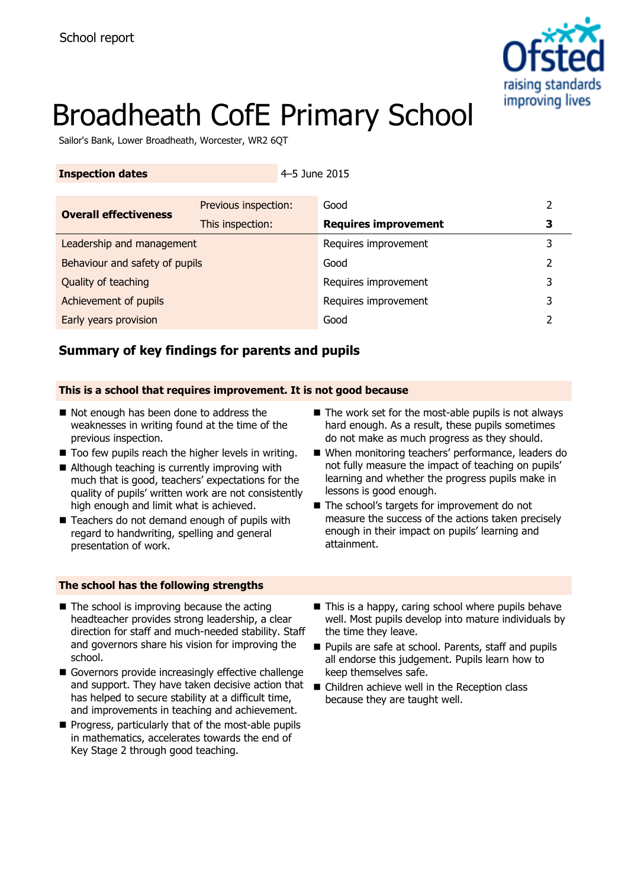School report

# Broadheath CofE Primary School

Sailor's Bank, Lower Broadheath, Worcester, WR2 6QT

| Inspection dates | 4–5 June 2015 | | |
|---|---|---|---|

| Overall effectiveness | | | |
|---|---|---|---|
| Overall effectiveness | Previous inspection: | Good | 2 |
| | This inspection: | **Requires improvement** | **3** |
| Leadership and management | | Requires improvement | 3 |
| Behaviour and safety of pupils | | Good | 2 |
| Quality of teaching | | Requires improvement | 3 |
| Achievement of pupils | | Requires improvement | 3 |
| Early years provision | | Good | 2 |

## Summary of key findings for parents and pupils

### This is a school that requires improvement. It is not good because

- Not enough has been done to address the weaknesses in writing found at the time of the previous inspection.
- Too few pupils reach the higher levels in writing.
- Although teaching is currently improving with much that is good, teachers' expectations for the quality of pupils' written work are not consistently high enough and limit what is achieved.
- Teachers do not demand enough of pupils with regard to handwriting, spelling and general presentation of work.
- The work set for the most-able pupils is not always hard enough. As a result, these pupils sometimes do not make as much progress as they should.
- When monitoring teachers' performance, leaders do not fully measure the impact of teaching on pupils' learning and whether the progress pupils make in lessons is good enough.
- The school's targets for improvement do not measure the success of the actions taken precisely enough in their impact on pupils' learning and attainment.

### The school has the following strengths

- The school is improving because the acting headteacher provides strong leadership, a clear direction for staff and much-needed stability. Staff and governors share his vision for improving the school.
- Governors provide increasingly effective challenge and support. They have taken decisive action that has helped to secure stability at a difficult time, and improvements in teaching and achievement.
- Progress, particularly that of the most-able pupils in mathematics, accelerates towards the end of Key Stage 2 through good teaching.
- This is a happy, caring school where pupils behave well. Most pupils develop into mature individuals by the time they leave.
- Pupils are safe at school. Parents, staff and pupils all endorse this judgement. Pupils learn how to keep themselves safe.
- Children achieve well in the Reception class because they are taught well.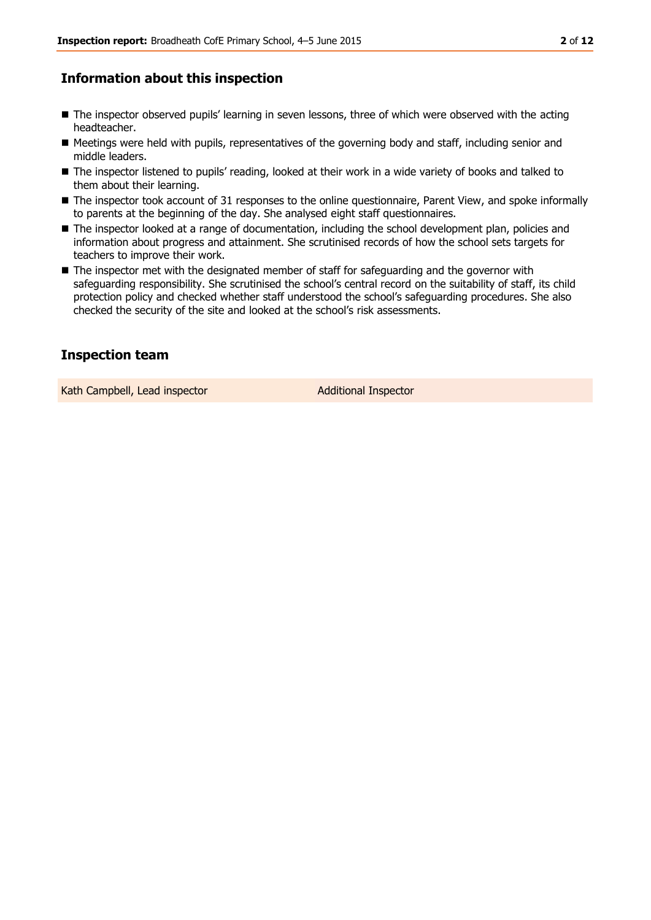## Information about this inspection

- The inspector observed pupils' learning in seven lessons, three of which were observed with the acting headteacher.
- Meetings were held with pupils, representatives of the governing body and staff, including senior and middle leaders.
- The inspector listened to pupils' reading, looked at their work in a wide variety of books and talked to them about their learning.
- The inspector took account of 31 responses to the online questionnaire, Parent View, and spoke informally to parents at the beginning of the day. She analysed eight staff questionnaires.
- The inspector looked at a range of documentation, including the school development plan, policies and information about progress and attainment. She scrutinised records of how the school sets targets for teachers to improve their work.
- The inspector met with the designated member of staff for safeguarding and the governor with safeguarding responsibility. She scrutinised the school's central record on the suitability of staff, its child protection policy and checked whether staff understood the school's safeguarding procedures. She also checked the security of the site and looked at the school's risk assessments.

## Inspection team

| Kath Campbell, Lead inspector | Additional Inspector |
| --- | --- |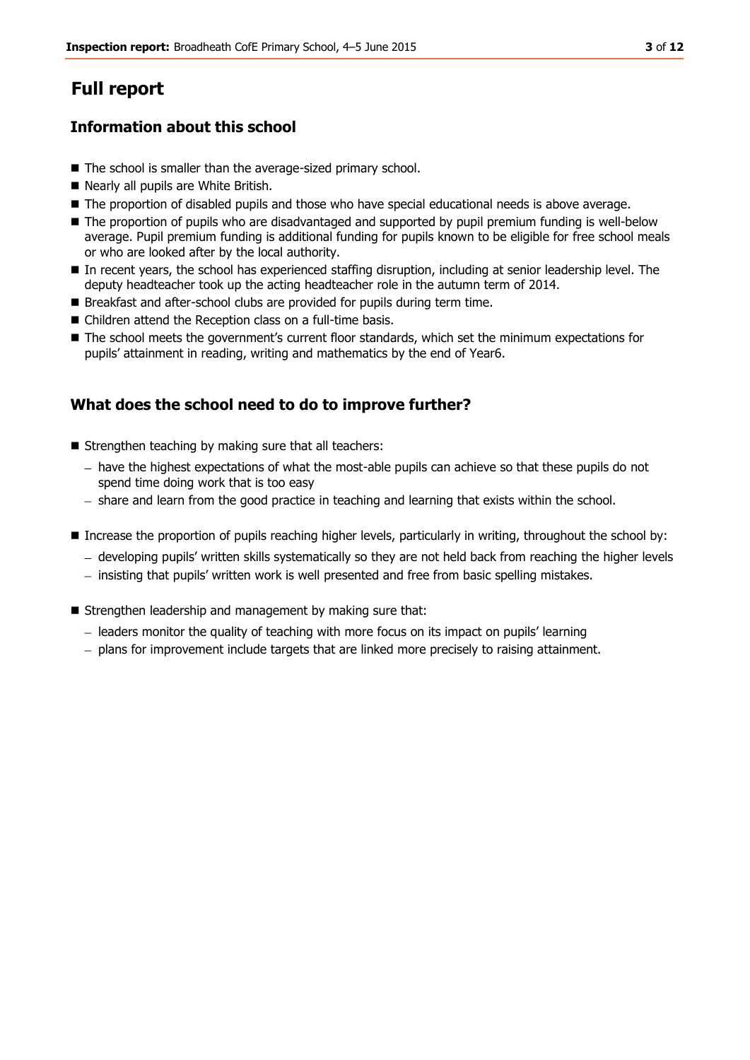# Full report

## Information about this school

- The school is smaller than the average-sized primary school.
- Nearly all pupils are White British.
- The proportion of disabled pupils and those who have special educational needs is above average.
- The proportion of pupils who are disadvantaged and supported by pupil premium funding is well-below average. Pupil premium funding is additional funding for pupils known to be eligible for free school meals or who are looked after by the local authority.
- In recent years, the school has experienced staffing disruption, including at senior leadership level. The deputy headteacher took up the acting headteacher role in the autumn term of 2014.
- Breakfast and after-school clubs are provided for pupils during term time.
- Children attend the Reception class on a full-time basis.
- The school meets the government's current floor standards, which set the minimum expectations for pupils' attainment in reading, writing and mathematics by the end of Year6.

## What does the school need to do to improve further?

- Strengthen teaching by making sure that all teachers:
  - have the highest expectations of what the most-able pupils can achieve so that these pupils do not spend time doing work that is too easy
  - share and learn from the good practice in teaching and learning that exists within the school.
- Increase the proportion of pupils reaching higher levels, particularly in writing, throughout the school by:
  - developing pupils' written skills systematically so they are not held back from reaching the higher levels
  - insisting that pupils' written work is well presented and free from basic spelling mistakes.
- Strengthen leadership and management by making sure that:
  - leaders monitor the quality of teaching with more focus on its impact on pupils' learning
  - plans for improvement include targets that are linked more precisely to raising attainment.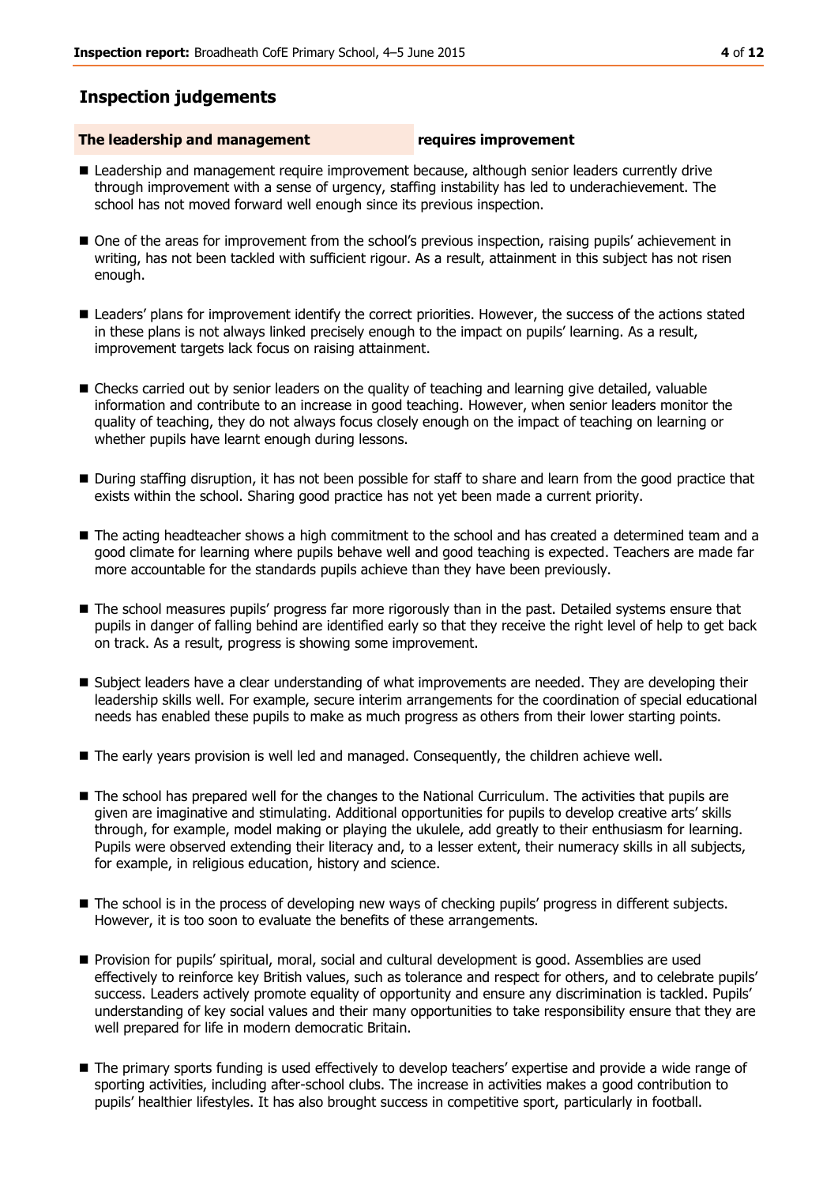## Inspection judgements

**The leadership and management** **requires improvement**

- Leadership and management require improvement because, although senior leaders currently drive through improvement with a sense of urgency, staffing instability has led to underachievement. The school has not moved forward well enough since its previous inspection.
- One of the areas for improvement from the school's previous inspection, raising pupils' achievement in writing, has not been tackled with sufficient rigour. As a result, attainment in this subject has not risen enough.
- Leaders' plans for improvement identify the correct priorities. However, the success of the actions stated in these plans is not always linked precisely enough to the impact on pupils' learning. As a result, improvement targets lack focus on raising attainment.
- Checks carried out by senior leaders on the quality of teaching and learning give detailed, valuable information and contribute to an increase in good teaching. However, when senior leaders monitor the quality of teaching, they do not always focus closely enough on the impact of teaching on learning or whether pupils have learnt enough during lessons.
- During staffing disruption, it has not been possible for staff to share and learn from the good practice that exists within the school. Sharing good practice has not yet been made a current priority.
- The acting headteacher shows a high commitment to the school and has created a determined team and a good climate for learning where pupils behave well and good teaching is expected. Teachers are made far more accountable for the standards pupils achieve than they have been previously.
- The school measures pupils' progress far more rigorously than in the past. Detailed systems ensure that pupils in danger of falling behind are identified early so that they receive the right level of help to get back on track. As a result, progress is showing some improvement.
- Subject leaders have a clear understanding of what improvements are needed. They are developing their leadership skills well. For example, secure interim arrangements for the coordination of special educational needs has enabled these pupils to make as much progress as others from their lower starting points.
- The early years provision is well led and managed. Consequently, the children achieve well.
- The school has prepared well for the changes to the National Curriculum. The activities that pupils are given are imaginative and stimulating. Additional opportunities for pupils to develop creative arts' skills through, for example, model making or playing the ukulele, add greatly to their enthusiasm for learning. Pupils were observed extending their literacy and, to a lesser extent, their numeracy skills in all subjects, for example, in religious education, history and science.
- The school is in the process of developing new ways of checking pupils' progress in different subjects. However, it is too soon to evaluate the benefits of these arrangements.
- Provision for pupils' spiritual, moral, social and cultural development is good. Assemblies are used effectively to reinforce key British values, such as tolerance and respect for others, and to celebrate pupils' success. Leaders actively promote equality of opportunity and ensure any discrimination is tackled. Pupils' understanding of key social values and their many opportunities to take responsibility ensure that they are well prepared for life in modern democratic Britain.
- The primary sports funding is used effectively to develop teachers' expertise and provide a wide range of sporting activities, including after-school clubs. The increase in activities makes a good contribution to pupils' healthier lifestyles. It has also brought success in competitive sport, particularly in football.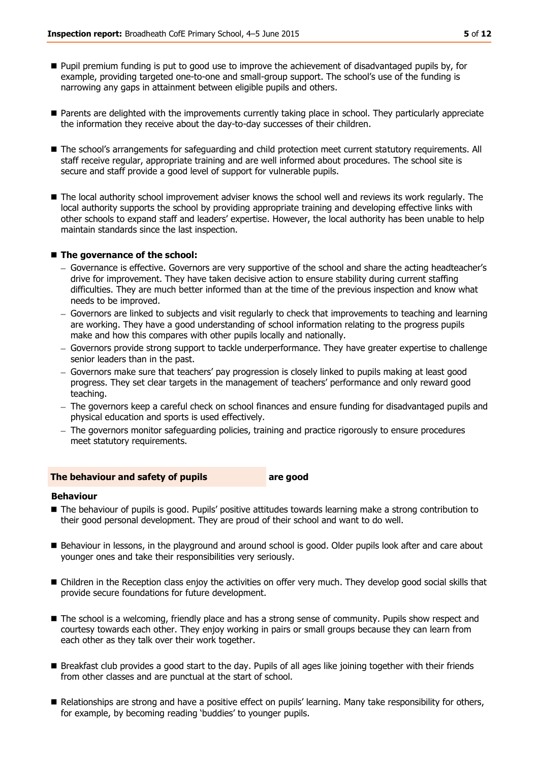- Pupil premium funding is put to good use to improve the achievement of disadvantaged pupils by, for example, providing targeted one-to-one and small-group support. The school's use of the funding is narrowing any gaps in attainment between eligible pupils and others.

- Parents are delighted with the improvements currently taking place in school. They particularly appreciate the information they receive about the day-to-day successes of their children.

- The school's arrangements for safeguarding and child protection meet current statutory requirements. All staff receive regular, appropriate training and are well informed about procedures. The school site is secure and staff provide a good level of support for vulnerable pupils.

- The local authority school improvement adviser knows the school well and reviews its work regularly. The local authority supports the school by providing appropriate training and developing effective links with other schools to expand staff and leaders' expertise. However, the local authority has been unable to help maintain standards since the last inspection.

- **The governance of the school:**
  - Governance is effective. Governors are very supportive of the school and share the acting headteacher's drive for improvement. They have taken decisive action to ensure stability during current staffing difficulties. They are much better informed than at the time of the previous inspection and know what needs to be improved.
  - Governors are linked to subjects and visit regularly to check that improvements to teaching and learning are working. They have a good understanding of school information relating to the progress pupils make and how this compares with other pupils locally and nationally.
  - Governors provide strong support to tackle underperformance. They have greater expertise to challenge senior leaders than in the past.
  - Governors make sure that teachers' pay progression is closely linked to pupils making at least good progress. They set clear targets in the management of teachers' performance and only reward good teaching.
  - The governors keep a careful check on school finances and ensure funding for disadvantaged pupils and physical education and sports is used effectively.
  - The governors monitor safeguarding policies, training and practice rigorously to ensure procedures meet statutory requirements.

## The behaviour and safety of pupils — are good

### Behaviour

- The behaviour of pupils is good. Pupils' positive attitudes towards learning make a strong contribution to their good personal development. They are proud of their school and want to do well.

- Behaviour in lessons, in the playground and around school is good. Older pupils look after and care about younger ones and take their responsibilities very seriously.

- Children in the Reception class enjoy the activities on offer very much. They develop good social skills that provide secure foundations for future development.

- The school is a welcoming, friendly place and has a strong sense of community. Pupils show respect and courtesy towards each other. They enjoy working in pairs or small groups because they can learn from each other as they talk over their work together.

- Breakfast club provides a good start to the day. Pupils of all ages like joining together with their friends from other classes and are punctual at the start of school.

- Relationships are strong and have a positive effect on pupils' learning. Many take responsibility for others, for example, by becoming reading 'buddies' to younger pupils.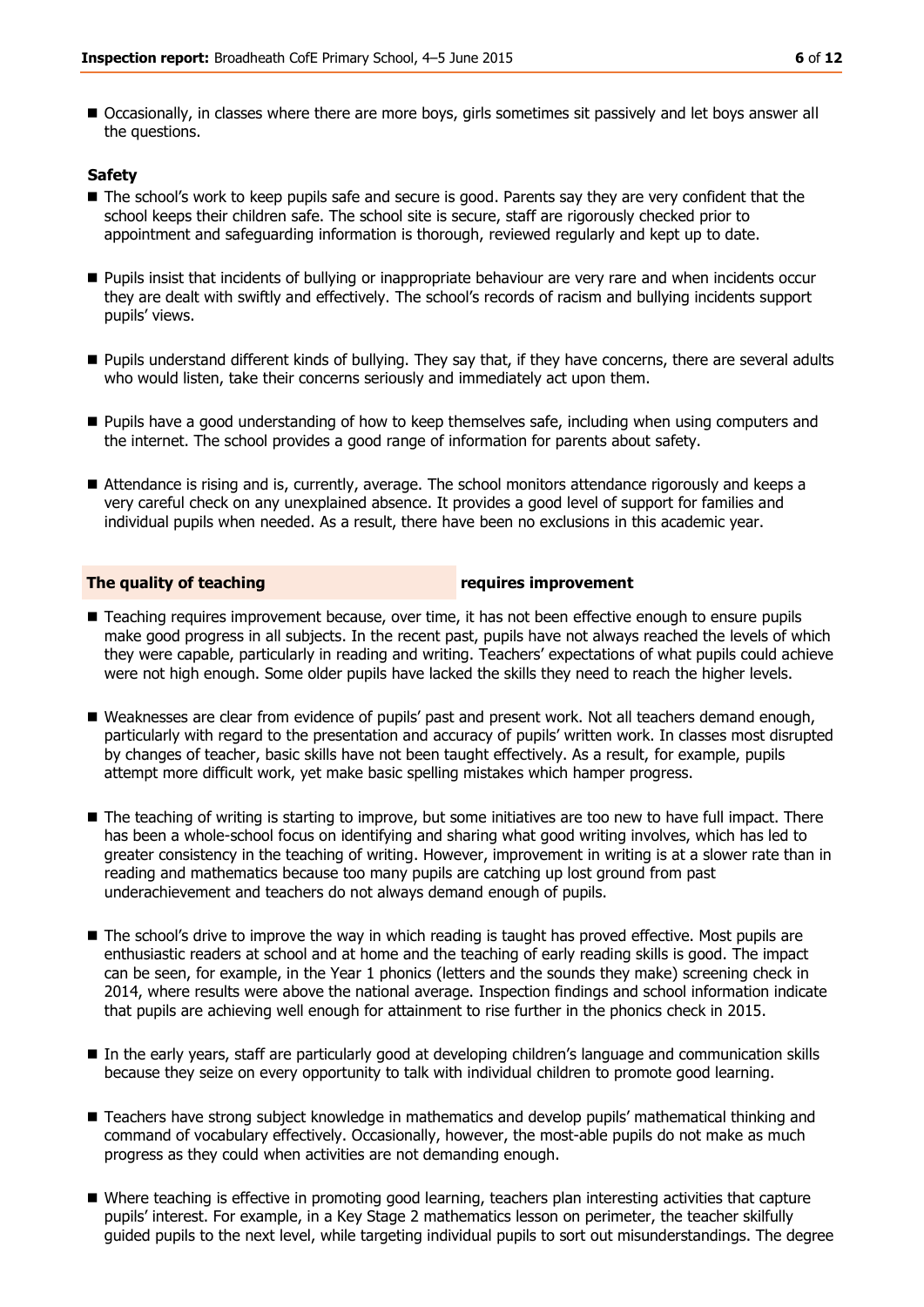- Occasionally, in classes where there are more boys, girls sometimes sit passively and let boys answer all the questions.

**Safety**

- The school's work to keep pupils safe and secure is good. Parents say they are very confident that the school keeps their children safe. The school site is secure, staff are rigorously checked prior to appointment and safeguarding information is thorough, reviewed regularly and kept up to date.
- Pupils insist that incidents of bullying or inappropriate behaviour are very rare and when incidents occur they are dealt with swiftly and effectively. The school's records of racism and bullying incidents support pupils' views.
- Pupils understand different kinds of bullying. They say that, if they have concerns, there are several adults who would listen, take their concerns seriously and immediately act upon them.
- Pupils have a good understanding of how to keep themselves safe, including when using computers and the internet. The school provides a good range of information for parents about safety.
- Attendance is rising and is, currently, average. The school monitors attendance rigorously and keeps a very careful check on any unexplained absence. It provides a good level of support for families and individual pupils when needed. As a result, there have been no exclusions in this academic year.

## The quality of teaching — requires improvement

- Teaching requires improvement because, over time, it has not been effective enough to ensure pupils make good progress in all subjects. In the recent past, pupils have not always reached the levels of which they were capable, particularly in reading and writing. Teachers' expectations of what pupils could achieve were not high enough. Some older pupils have lacked the skills they need to reach the higher levels.
- Weaknesses are clear from evidence of pupils' past and present work. Not all teachers demand enough, particularly with regard to the presentation and accuracy of pupils' written work. In classes most disrupted by changes of teacher, basic skills have not been taught effectively. As a result, for example, pupils attempt more difficult work, yet make basic spelling mistakes which hamper progress.
- The teaching of writing is starting to improve, but some initiatives are too new to have full impact. There has been a whole-school focus on identifying and sharing what good writing involves, which has led to greater consistency in the teaching of writing. However, improvement in writing is at a slower rate than in reading and mathematics because too many pupils are catching up lost ground from past underachievement and teachers do not always demand enough of pupils.
- The school's drive to improve the way in which reading is taught has proved effective. Most pupils are enthusiastic readers at school and at home and the teaching of early reading skills is good. The impact can be seen, for example, in the Year 1 phonics (letters and the sounds they make) screening check in 2014, where results were above the national average. Inspection findings and school information indicate that pupils are achieving well enough for attainment to rise further in the phonics check in 2015.
- In the early years, staff are particularly good at developing children's language and communication skills because they seize on every opportunity to talk with individual children to promote good learning.
- Teachers have strong subject knowledge in mathematics and develop pupils' mathematical thinking and command of vocabulary effectively. Occasionally, however, the most-able pupils do not make as much progress as they could when activities are not demanding enough.
- Where teaching is effective in promoting good learning, teachers plan interesting activities that capture pupils' interest. For example, in a Key Stage 2 mathematics lesson on perimeter, the teacher skilfully guided pupils to the next level, while targeting individual pupils to sort out misunderstandings. The degree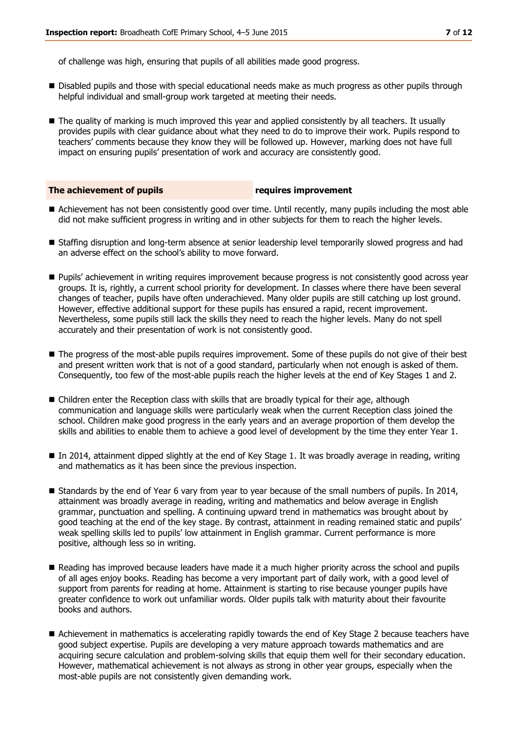of challenge was high, ensuring that pupils of all abilities made good progress.

- Disabled pupils and those with special educational needs make as much progress as other pupils through helpful individual and small-group work targeted at meeting their needs.
- The quality of marking is much improved this year and applied consistently by all teachers. It usually provides pupils with clear guidance about what they need to do to improve their work. Pupils respond to teachers' comments because they know they will be followed up. However, marking does not have full impact on ensuring pupils' presentation of work and accuracy are consistently good.

## The achievement of pupils — requires improvement

- Achievement has not been consistently good over time. Until recently, many pupils including the most able did not make sufficient progress in writing and in other subjects for them to reach the higher levels.
- Staffing disruption and long-term absence at senior leadership level temporarily slowed progress and had an adverse effect on the school's ability to move forward.
- Pupils' achievement in writing requires improvement because progress is not consistently good across year groups. It is, rightly, a current school priority for development. In classes where there have been several changes of teacher, pupils have often underachieved. Many older pupils are still catching up lost ground. However, effective additional support for these pupils has ensured a rapid, recent improvement. Nevertheless, some pupils still lack the skills they need to reach the higher levels. Many do not spell accurately and their presentation of work is not consistently good.
- The progress of the most-able pupils requires improvement. Some of these pupils do not give of their best and present written work that is not of a good standard, particularly when not enough is asked of them. Consequently, too few of the most-able pupils reach the higher levels at the end of Key Stages 1 and 2.
- Children enter the Reception class with skills that are broadly typical for their age, although communication and language skills were particularly weak when the current Reception class joined the school. Children make good progress in the early years and an average proportion of them develop the skills and abilities to enable them to achieve a good level of development by the time they enter Year 1.
- In 2014, attainment dipped slightly at the end of Key Stage 1. It was broadly average in reading, writing and mathematics as it has been since the previous inspection.
- Standards by the end of Year 6 vary from year to year because of the small numbers of pupils. In 2014, attainment was broadly average in reading, writing and mathematics and below average in English grammar, punctuation and spelling. A continuing upward trend in mathematics was brought about by good teaching at the end of the key stage. By contrast, attainment in reading remained static and pupils' weak spelling skills led to pupils' low attainment in English grammar. Current performance is more positive, although less so in writing.
- Reading has improved because leaders have made it a much higher priority across the school and pupils of all ages enjoy books. Reading has become a very important part of daily work, with a good level of support from parents for reading at home. Attainment is starting to rise because younger pupils have greater confidence to work out unfamiliar words. Older pupils talk with maturity about their favourite books and authors.
- Achievement in mathematics is accelerating rapidly towards the end of Key Stage 2 because teachers have good subject expertise. Pupils are developing a very mature approach towards mathematics and are acquiring secure calculation and problem-solving skills that equip them well for their secondary education. However, mathematical achievement is not always as strong in other year groups, especially when the most-able pupils are not consistently given demanding work.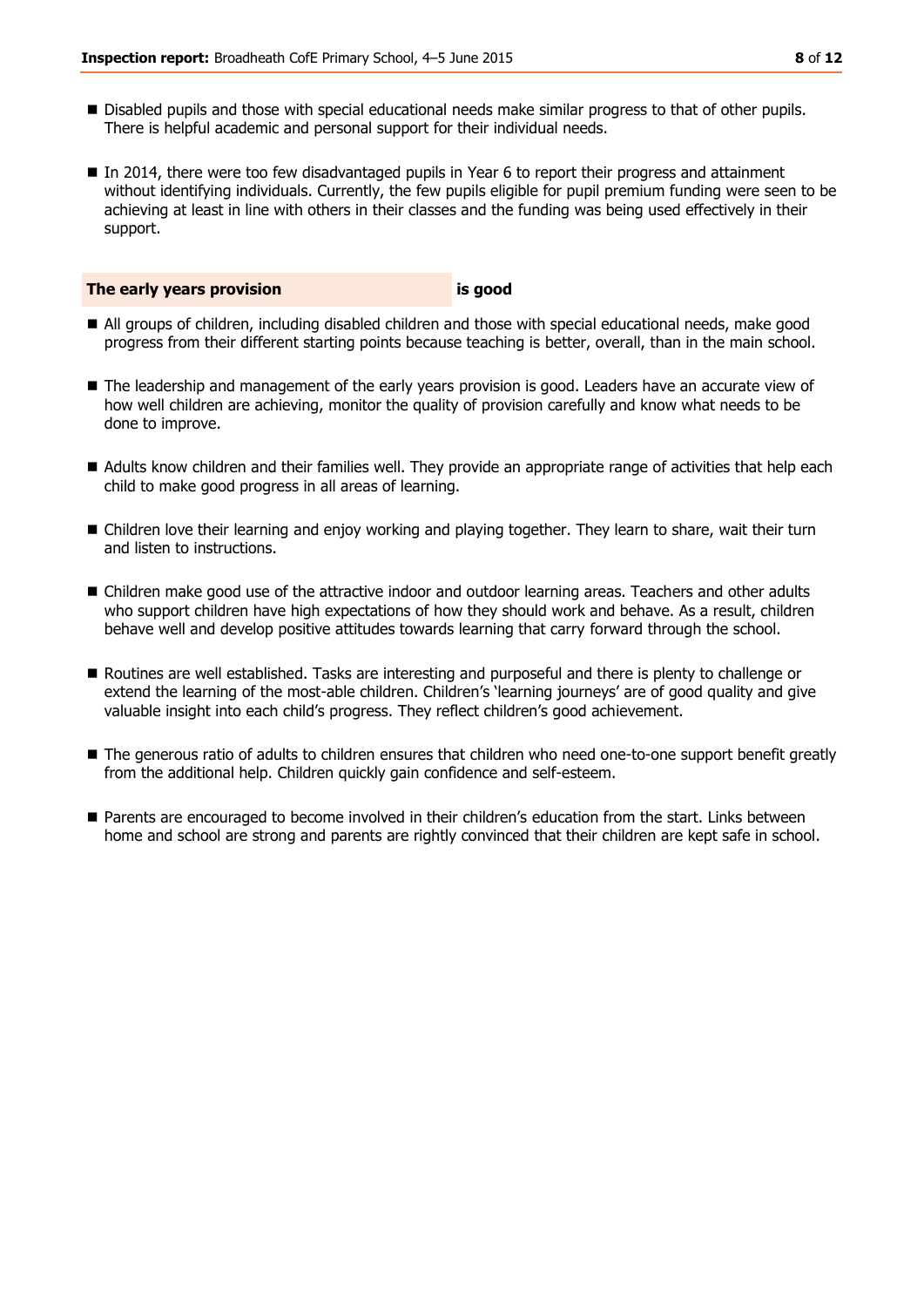- Disabled pupils and those with special educational needs make similar progress to that of other pupils. There is helpful academic and personal support for their individual needs.
- In 2014, there were too few disadvantaged pupils in Year 6 to report their progress and attainment without identifying individuals. Currently, the few pupils eligible for pupil premium funding were seen to be achieving at least in line with others in their classes and the funding was being used effectively in their support.

## The early years provision is good

- All groups of children, including disabled children and those with special educational needs, make good progress from their different starting points because teaching is better, overall, than in the main school.
- The leadership and management of the early years provision is good. Leaders have an accurate view of how well children are achieving, monitor the quality of provision carefully and know what needs to be done to improve.
- Adults know children and their families well. They provide an appropriate range of activities that help each child to make good progress in all areas of learning.
- Children love their learning and enjoy working and playing together. They learn to share, wait their turn and listen to instructions.
- Children make good use of the attractive indoor and outdoor learning areas. Teachers and other adults who support children have high expectations of how they should work and behave. As a result, children behave well and develop positive attitudes towards learning that carry forward through the school.
- Routines are well established. Tasks are interesting and purposeful and there is plenty to challenge or extend the learning of the most-able children. Children's 'learning journeys' are of good quality and give valuable insight into each child's progress. They reflect children's good achievement.
- The generous ratio of adults to children ensures that children who need one-to-one support benefit greatly from the additional help. Children quickly gain confidence and self-esteem.
- Parents are encouraged to become involved in their children's education from the start. Links between home and school are strong and parents are rightly convinced that their children are kept safe in school.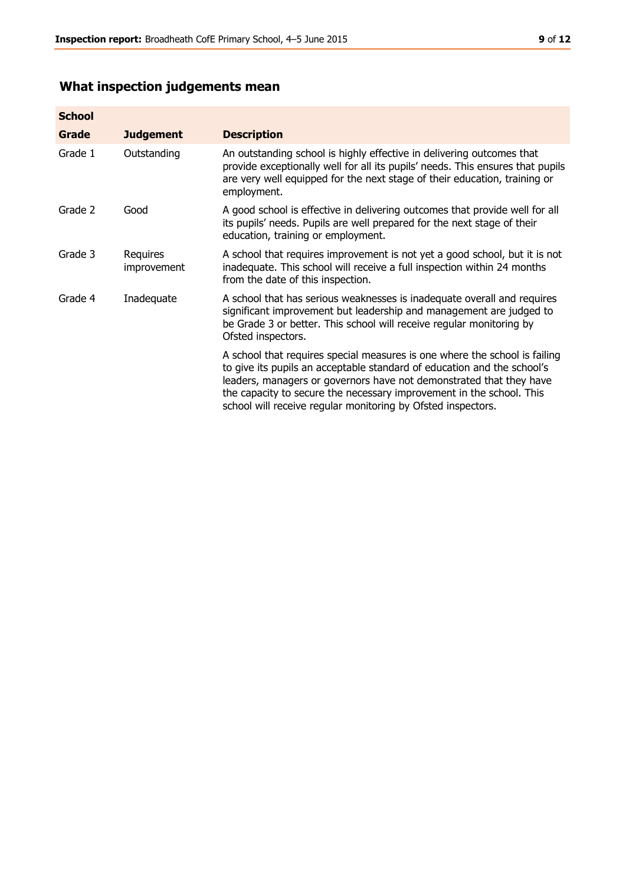## What inspection judgements mean

| School | | |
|---|---|---|
| **Grade** | **Judgement** | **Description** |
| Grade 1 | Outstanding | An outstanding school is highly effective in delivering outcomes that provide exceptionally well for all its pupils' needs. This ensures that pupils are very well equipped for the next stage of their education, training or employment. |
| Grade 2 | Good | A good school is effective in delivering outcomes that provide well for all its pupils' needs. Pupils are well prepared for the next stage of their education, training or employment. |
| Grade 3 | Requires improvement | A school that requires improvement is not yet a good school, but it is not inadequate. This school will receive a full inspection within 24 months from the date of this inspection. |
| Grade 4 | Inadequate | A school that has serious weaknesses is inadequate overall and requires significant improvement but leadership and management are judged to be Grade 3 or better. This school will receive regular monitoring by Ofsted inspectors. |
| | | A school that requires special measures is one where the school is failing to give its pupils an acceptable standard of education and the school's leaders, managers or governors have not demonstrated that they have the capacity to secure the necessary improvement in the school. This school will receive regular monitoring by Ofsted inspectors. |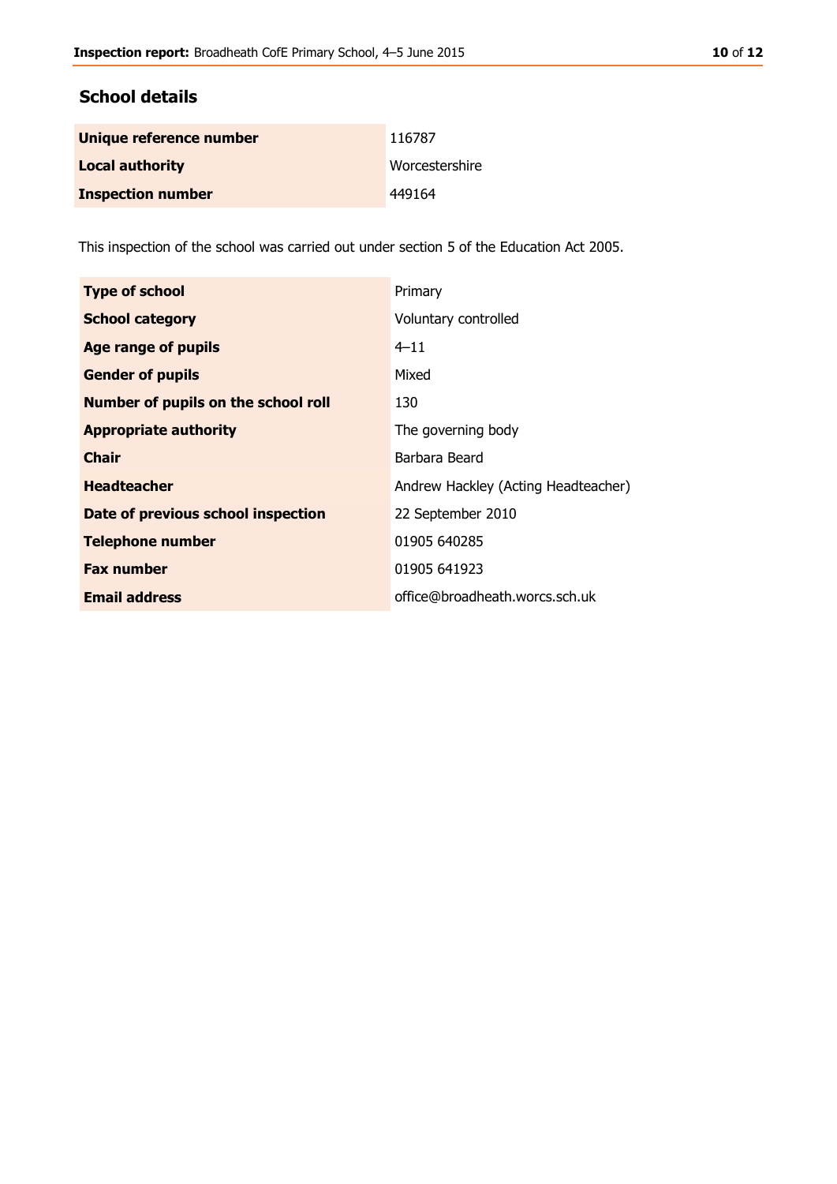## School details

| | |
|---|---|
| **Unique reference number** | 116787 |
| **Local authority** | Worcestershire |
| **Inspection number** | 449164 |

This inspection of the school was carried out under section 5 of the Education Act 2005.

| | |
|---|---|
| **Type of school** | Primary |
| **School category** | Voluntary controlled |
| **Age range of pupils** | 4–11 |
| **Gender of pupils** | Mixed |
| **Number of pupils on the school roll** | 130 |
| **Appropriate authority** | The governing body |
| **Chair** | Barbara Beard |
| **Headteacher** | Andrew Hackley (Acting Headteacher) |
| **Date of previous school inspection** | 22 September 2010 |
| **Telephone number** | 01905 640285 |
| **Fax number** | 01905 641923 |
| **Email address** | office@broadheath.worcs.sch.uk |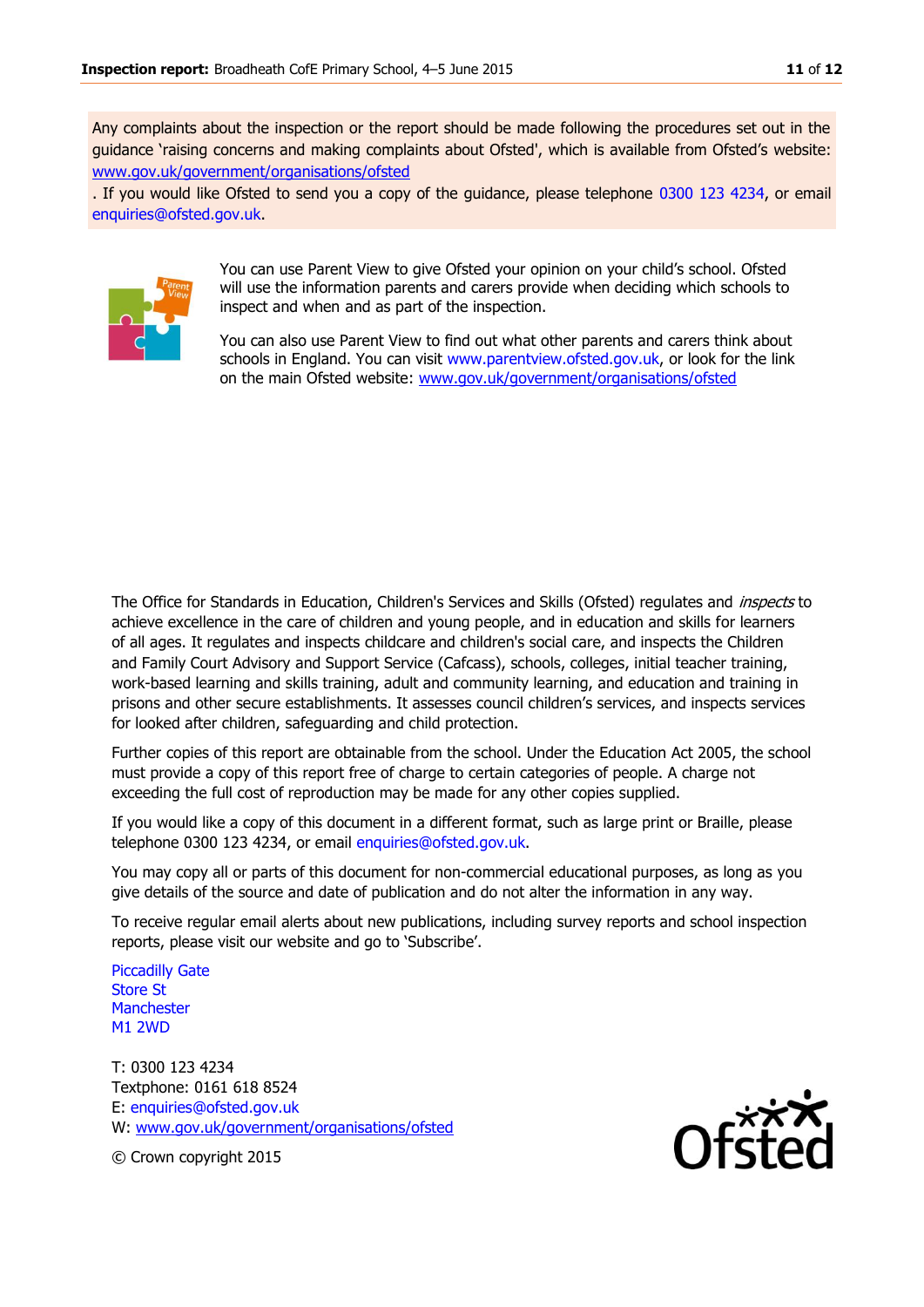Any complaints about the inspection or the report should be made following the procedures set out in the guidance 'raising concerns and making complaints about Ofsted', which is available from Ofsted's website: www.gov.uk/government/organisations/ofsted
. If you would like Ofsted to send you a copy of the guidance, please telephone 0300 123 4234, or email enquiries@ofsted.gov.uk.

You can use Parent View to give Ofsted your opinion on your child's school. Ofsted will use the information parents and carers provide when deciding which schools to inspect and when and as part of the inspection.

You can also use Parent View to find out what other parents and carers think about schools in England. You can visit www.parentview.ofsted.gov.uk, or look for the link on the main Ofsted website: www.gov.uk/government/organisations/ofsted

The Office for Standards in Education, Children's Services and Skills (Ofsted) regulates and *inspects* to achieve excellence in the care of children and young people, and in education and skills for learners of all ages. It regulates and inspects childcare and children's social care, and inspects the Children and Family Court Advisory and Support Service (Cafcass), schools, colleges, initial teacher training, work-based learning and skills training, adult and community learning, and education and training in prisons and other secure establishments. It assesses council children's services, and inspects services for looked after children, safeguarding and child protection.

Further copies of this report are obtainable from the school. Under the Education Act 2005, the school must provide a copy of this report free of charge to certain categories of people. A charge not exceeding the full cost of reproduction may be made for any other copies supplied.

If you would like a copy of this document in a different format, such as large print or Braille, please telephone 0300 123 4234, or email enquiries@ofsted.gov.uk.

You may copy all or parts of this document for non-commercial educational purposes, as long as you give details of the source and date of publication and do not alter the information in any way.

To receive regular email alerts about new publications, including survey reports and school inspection reports, please visit our website and go to 'Subscribe'.

Piccadilly Gate
Store St
Manchester
M1 2WD

T: 0300 123 4234
Textphone: 0161 618 8524
E: enquiries@ofsted.gov.uk
W: www.gov.uk/government/organisations/ofsted

© Crown copyright 2015

Ofsted